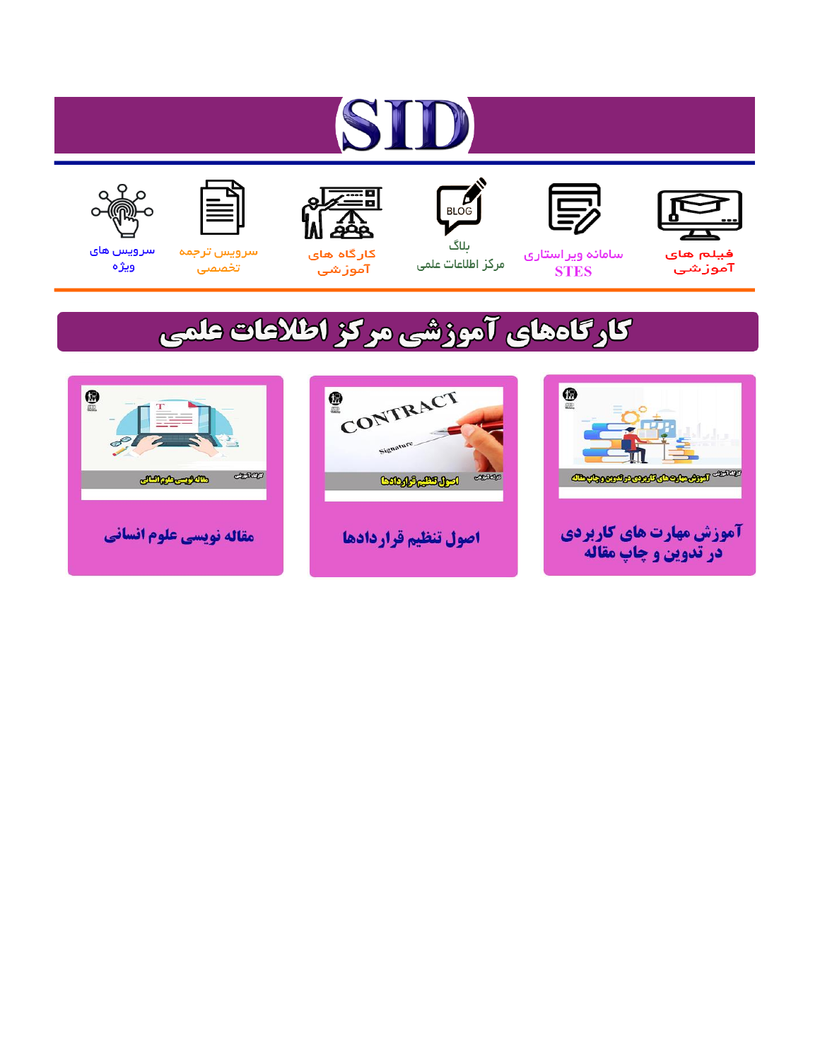# SID

فیلم های آموزشی

سامانه ویراستاری STES

بلاگ مرکز اطلاعات علمی

کارگاه های آموزشی

سرویس ترجمه تخصصی

سرویس های ویژه

## کارگاه‌های آموزشی مرکز اطلاعات علمی

آموزش مهارت های کاربردی در تدوین و چاپ مقاله

اصول تنظیم قراردادها

مقاله نویسی علوم انسانی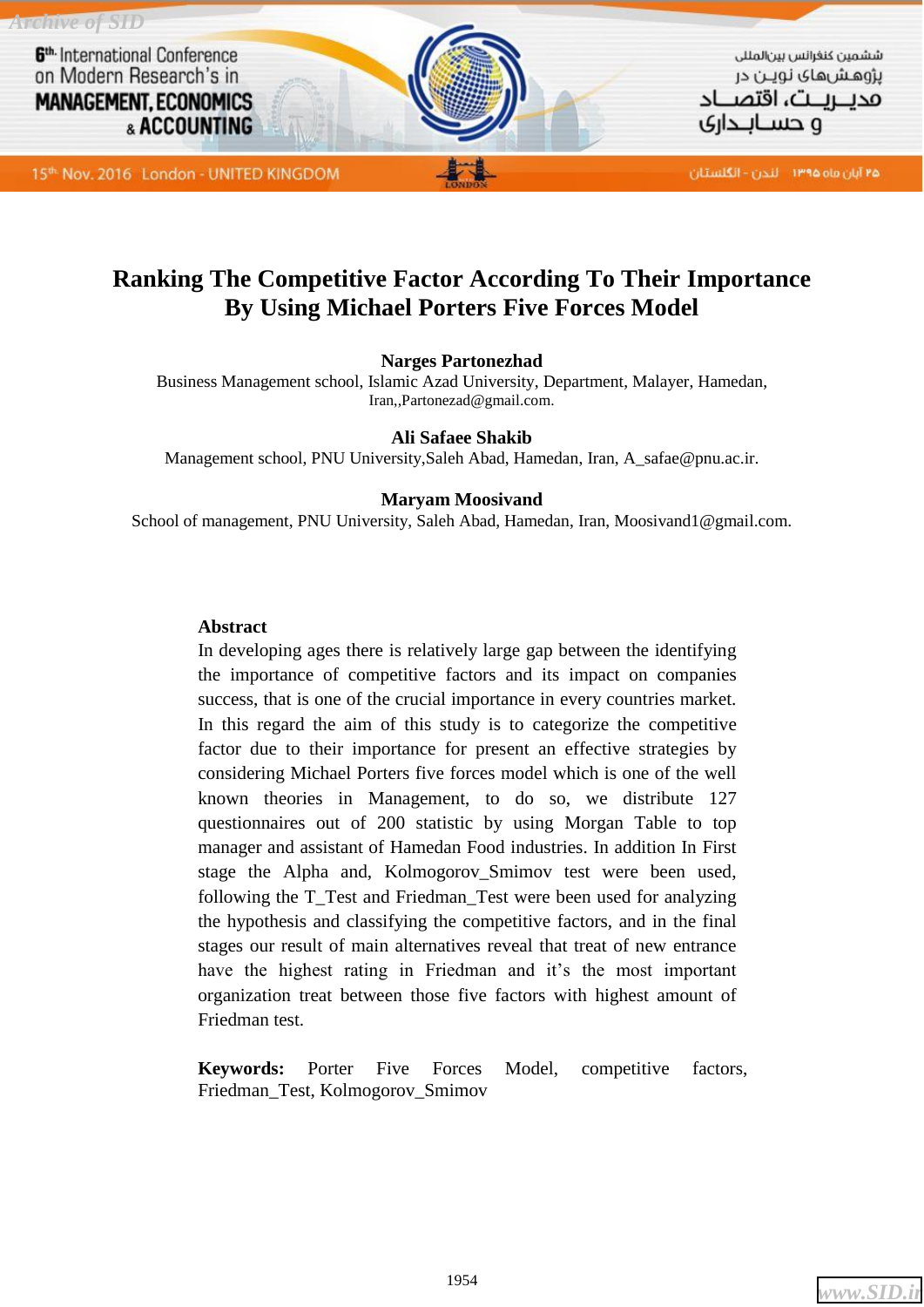# Ranking The Competitive Factor According To Their Importance By Using Michael Porters Five Forces Model

**Narges Partonezhad**

Business Management school, Islamic Azad University, Department, Malayer, Hamedan, Iran,,Partonezad@gmail.com.

**Ali Safaee Shakib**

Management school, PNU University,Saleh Abad, Hamedan, Iran, A_safae@pnu.ac.ir.

**Maryam Moosivand**

School of management, PNU University, Saleh Abad, Hamedan, Iran, Moosivand1@gmail.com.

## Abstract

In developing ages there is relatively large gap between the identifying the importance of competitive factors and its impact on companies success, that is one of the crucial importance in every countries market. In this regard the aim of this study is to categorize the competitive factor due to their importance for present an effective strategies by considering Michael Porters five forces model which is one of the well known theories in Management, to do so, we distribute 127 questionnaires out of 200 statistic by using Morgan Table to top manager and assistant of Hamedan Food industries. In addition In First stage the Alpha and, Kolmogorov_Smimov test were been used, following the T_Test and Friedman_Test were been used for analyzing the hypothesis and classifying the competitive factors, and in the final stages our result of main alternatives reveal that treat of new entrance have the highest rating in Friedman and it's the most important organization treat between those five factors with highest amount of Friedman test.

**Keywords:** Porter Five Forces Model, competitive factors, Friedman_Test, Kolmogorov_Smimov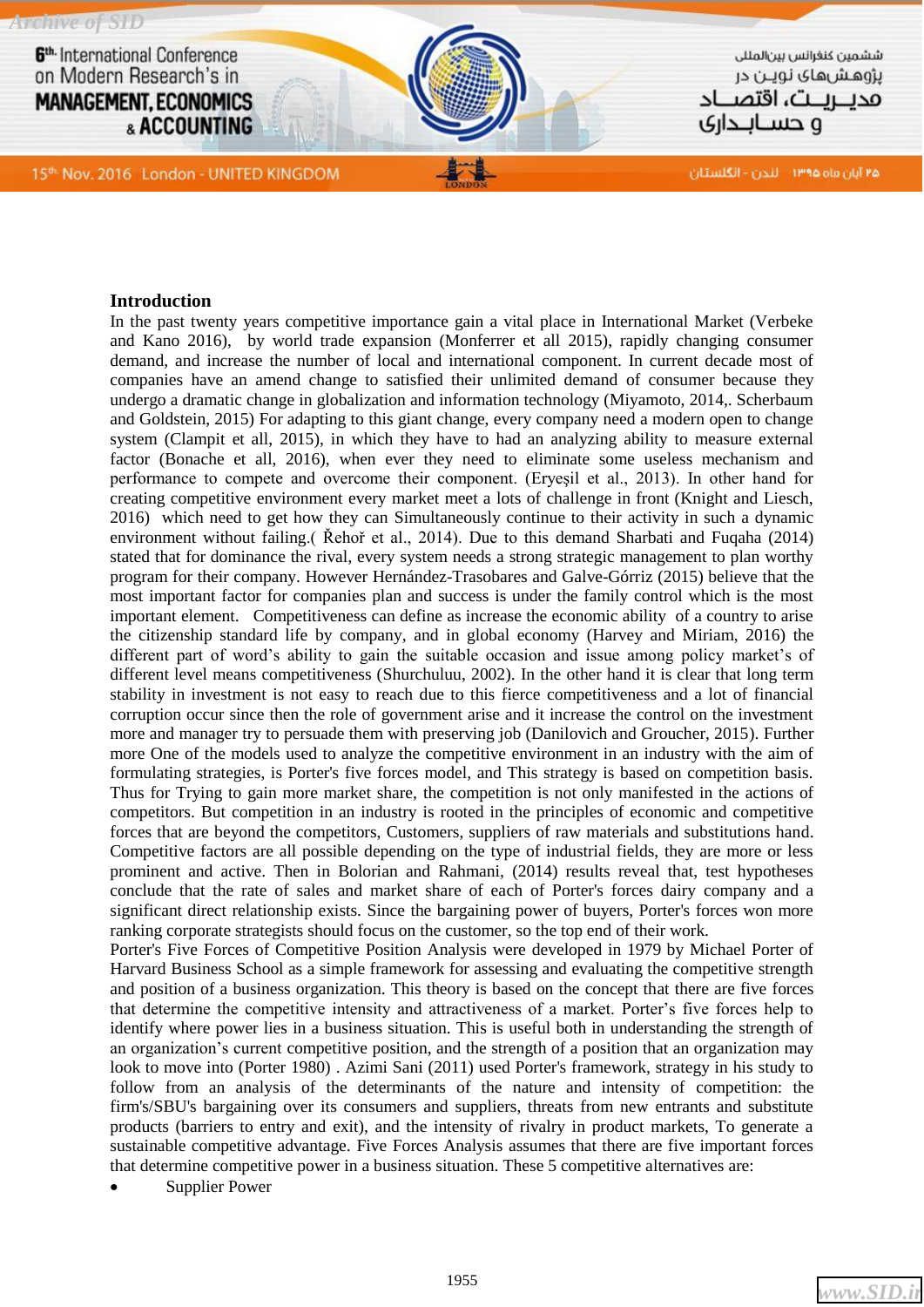**Introduction**

In the past twenty years competitive importance gain a vital place in International Market (Verbeke and Kano 2016), by world trade expansion (Monferrer et all 2015), rapidly changing consumer demand, and increase the number of local and international component. In current decade most of companies have an amend change to satisfied their unlimited demand of consumer because they undergo a dramatic change in globalization and information technology (Miyamoto, 2014,. Scherbaum and Goldstein, 2015) For adapting to this giant change, every company need a modern open to change system (Clampit et all, 2015), in which they have to had an analyzing ability to measure external factor (Bonache et all, 2016), when ever they need to eliminate some useless mechanism and performance to compete and overcome their component. (Eryeşil et al., 2013). In other hand for creating competitive environment every market meet a lots of challenge in front (Knight and Liesch, 2016) which need to get how they can Simultaneously continue to their activity in such a dynamic environment without failing.( Řehoř et al., 2014). Due to this demand Sharbati and Fuqaha (2014) stated that for dominance the rival, every system needs a strong strategic management to plan worthy program for their company. However Hernández-Trasobares and Galve-Górriz (2015) believe that the most important factor for companies plan and success is under the family control which is the most important element. Competitiveness can define as increase the economic ability of a country to arise the citizenship standard life by company, and in global economy (Harvey and Miriam, 2016) the different part of word's ability to gain the suitable occasion and issue among policy market's of different level means competitiveness (Shurchuluu, 2002). In the other hand it is clear that long term stability in investment is not easy to reach due to this fierce competitiveness and a lot of financial corruption occur since then the role of government arise and it increase the control on the investment more and manager try to persuade them with preserving job (Danilovich and Groucher, 2015). Further more One of the models used to analyze the competitive environment in an industry with the aim of formulating strategies, is Porter's five forces model, and This strategy is based on competition basis. Thus for Trying to gain more market share, the competition is not only manifested in the actions of competitors. But competition in an industry is rooted in the principles of economic and competitive forces that are beyond the competitors, Customers, suppliers of raw materials and substitutions hand. Competitive factors are all possible depending on the type of industrial fields, they are more or less prominent and active. Then in Bolorian and Rahmani, (2014) results reveal that, test hypotheses conclude that the rate of sales and market share of each of Porter's forces dairy company and a significant direct relationship exists. Since the bargaining power of buyers, Porter's forces won more ranking corporate strategists should focus on the customer, so the top end of their work.

Porter's Five Forces of Competitive Position Analysis were developed in 1979 by Michael Porter of Harvard Business School as a simple framework for assessing and evaluating the competitive strength and position of a business organization. This theory is based on the concept that there are five forces that determine the competitive intensity and attractiveness of a market. Porter's five forces help to identify where power lies in a business situation. This is useful both in understanding the strength of an organization's current competitive position, and the strength of a position that an organization may look to move into (Porter 1980) . Azimi Sani (2011) used Porter's framework, strategy in his study to follow from an analysis of the determinants of the nature and intensity of competition: the firm's/SBU's bargaining over its consumers and suppliers, threats from new entrants and substitute products (barriers to entry and exit), and the intensity of rivalry in product markets, To generate a sustainable competitive advantage. Five Forces Analysis assumes that there are five important forces that determine competitive power in a business situation. These 5 competitive alternatives are:

- Supplier Power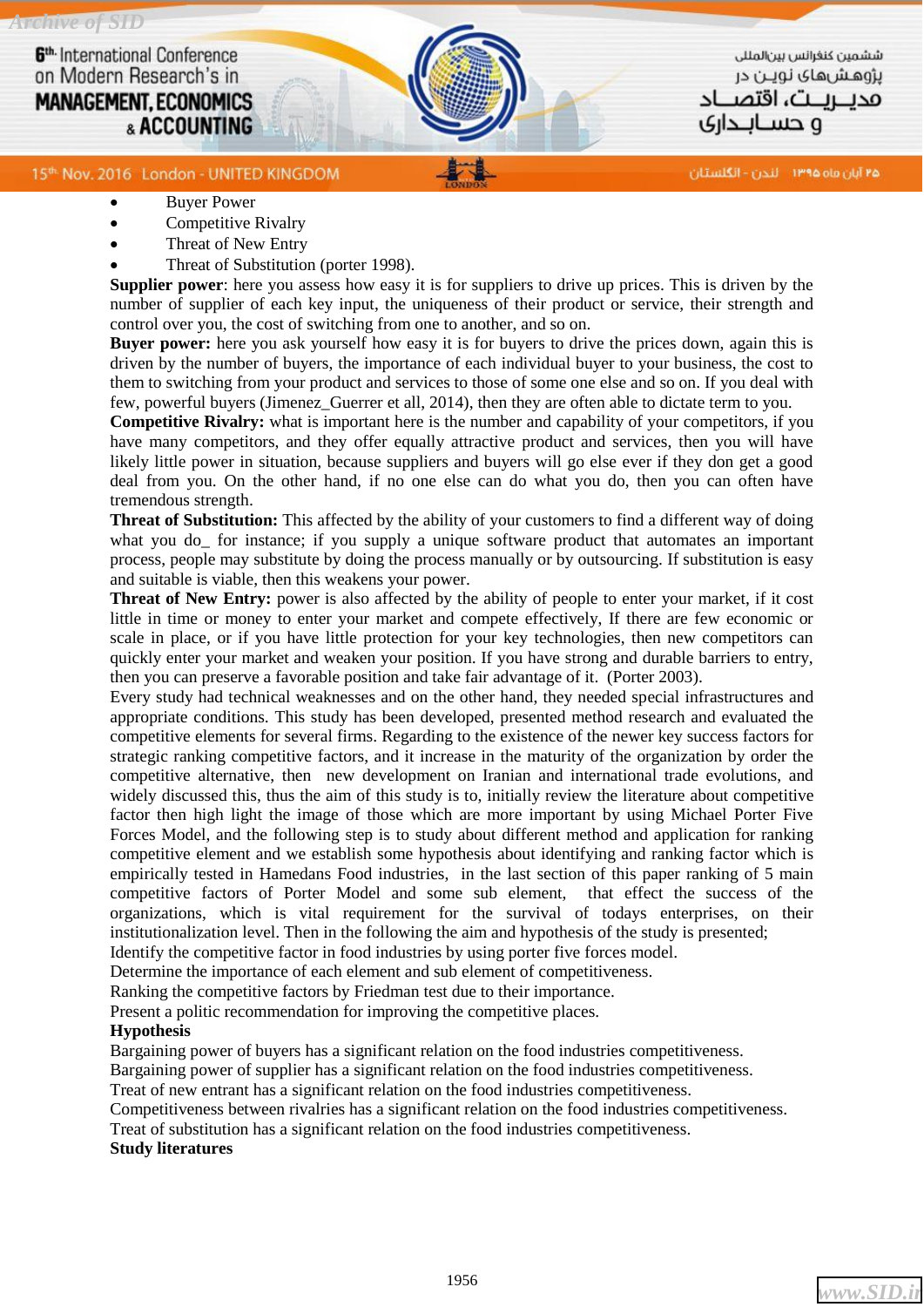- Buyer Power
- Competitive Rivalry
- Threat of New Entry
- Threat of Substitution (porter 1998).

**Supplier power**: here you assess how easy it is for suppliers to drive up prices. This is driven by the number of supplier of each key input, the uniqueness of their product or service, their strength and control over you, the cost of switching from one to another, and so on.

**Buyer power:** here you ask yourself how easy it is for buyers to drive the prices down, again this is driven by the number of buyers, the importance of each individual buyer to your business, the cost to them to switching from your product and services to those of some one else and so on. If you deal with few, powerful buyers (Jimenez_Guerrer et all, 2014), then they are often able to dictate term to you.

**Competitive Rivalry:** what is important here is the number and capability of your competitors, if you have many competitors, and they offer equally attractive product and services, then you will have likely little power in situation, because suppliers and buyers will go else ever if they don get a good deal from you. On the other hand, if no one else can do what you do, then you can often have tremendous strength.

**Threat of Substitution:** This affected by the ability of your customers to find a different way of doing what you do_ for instance; if you supply a unique software product that automates an important process, people may substitute by doing the process manually or by outsourcing. If substitution is easy and suitable is viable, then this weakens your power.

**Threat of New Entry:** power is also affected by the ability of people to enter your market, if it cost little in time or money to enter your market and compete effectively, If there are few economic or scale in place, or if you have little protection for your key technologies, then new competitors can quickly enter your market and weaken your position. If you have strong and durable barriers to entry, then you can preserve a favorable position and take fair advantage of it. (Porter 2003).

Every study had technical weaknesses and on the other hand, they needed special infrastructures and appropriate conditions. This study has been developed, presented method research and evaluated the competitive elements for several firms. Regarding to the existence of the newer key success factors for strategic ranking competitive factors, and it increase in the maturity of the organization by order the competitive alternative, then new development on Iranian and international trade evolutions, and widely discussed this, thus the aim of this study is to, initially review the literature about competitive factor then high light the image of those which are more important by using Michael Porter Five Forces Model, and the following step is to study about different method and application for ranking competitive element and we establish some hypothesis about identifying and ranking factor which is empirically tested in Hamedans Food industries, in the last section of this paper ranking of 5 main competitive factors of Porter Model and some sub element, that effect the success of the organizations, which is vital requirement for the survival of todays enterprises, on their institutionalization level. Then in the following the aim and hypothesis of the study is presented;

Identify the competitive factor in food industries by using porter five forces model.

Determine the importance of each element and sub element of competitiveness.

Ranking the competitive factors by Friedman test due to their importance.

Present a politic recommendation for improving the competitive places.

**Hypothesis**

Bargaining power of buyers has a significant relation on the food industries competitiveness.

Bargaining power of supplier has a significant relation on the food industries competitiveness.

Treat of new entrant has a significant relation on the food industries competitiveness.

Competitiveness between rivalries has a significant relation on the food industries competitiveness.

Treat of substitution has a significant relation on the food industries competitiveness.

**Study literatures**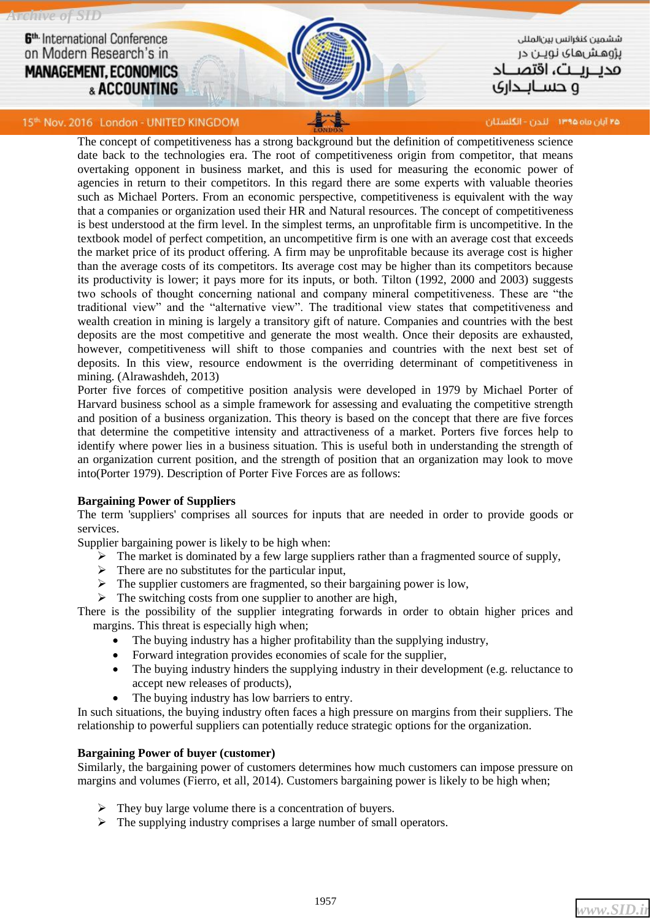The concept of competitiveness has a strong background but the definition of competitiveness science date back to the technologies era. The root of competitiveness origin from competitor, that means overtaking opponent in business market, and this is used for measuring the economic power of agencies in return to their competitors. In this regard there are some experts with valuable theories such as Michael Porters. From an economic perspective, competitiveness is equivalent with the way that a companies or organization used their HR and Natural resources. The concept of competitiveness is best understood at the firm level. In the simplest terms, an unprofitable firm is uncompetitive. In the textbook model of perfect competition, an uncompetitive firm is one with an average cost that exceeds the market price of its product offering. A firm may be unprofitable because its average cost is higher than the average costs of its competitors. Its average cost may be higher than its competitors because its productivity is lower; it pays more for its inputs, or both. Tilton (1992, 2000 and 2003) suggests two schools of thought concerning national and company mineral competitiveness. These are "the traditional view" and the "alternative view". The traditional view states that competitiveness and wealth creation in mining is largely a transitory gift of nature. Companies and countries with the best deposits are the most competitive and generate the most wealth. Once their deposits are exhausted, however, competitiveness will shift to those companies and countries with the next best set of deposits. In this view, resource endowment is the overriding determinant of competitiveness in mining. (Alrawashdeh, 2013)

Porter five forces of competitive position analysis were developed in 1979 by Michael Porter of Harvard business school as a simple framework for assessing and evaluating the competitive strength and position of a business organization. This theory is based on the concept that there are five forces that determine the competitive intensity and attractiveness of a market. Porters five forces help to identify where power lies in a business situation. This is useful both in understanding the strength of an organization current position, and the strength of position that an organization may look to move into(Porter 1979). Description of Porter Five Forces are as follows:

**Bargaining Power of Suppliers**

The term 'suppliers' comprises all sources for inputs that are needed in order to provide goods or services.

Supplier bargaining power is likely to be high when:

- The market is dominated by a few large suppliers rather than a fragmented source of supply,
- There are no substitutes for the particular input,
- The supplier customers are fragmented, so their bargaining power is low,
- The switching costs from one supplier to another are high,

There is the possibility of the supplier integrating forwards in order to obtain higher prices and margins. This threat is especially high when;

- The buying industry has a higher profitability than the supplying industry,
- Forward integration provides economies of scale for the supplier,
- The buying industry hinders the supplying industry in their development (e.g. reluctance to accept new releases of products),
- The buying industry has low barriers to entry.

In such situations, the buying industry often faces a high pressure on margins from their suppliers. The relationship to powerful suppliers can potentially reduce strategic options for the organization.

**Bargaining Power of buyer (customer)**

Similarly, the bargaining power of customers determines how much customers can impose pressure on margins and volumes (Fierro, et all, 2014). Customers bargaining power is likely to be high when;

- They buy large volume there is a concentration of buyers.
- The supplying industry comprises a large number of small operators.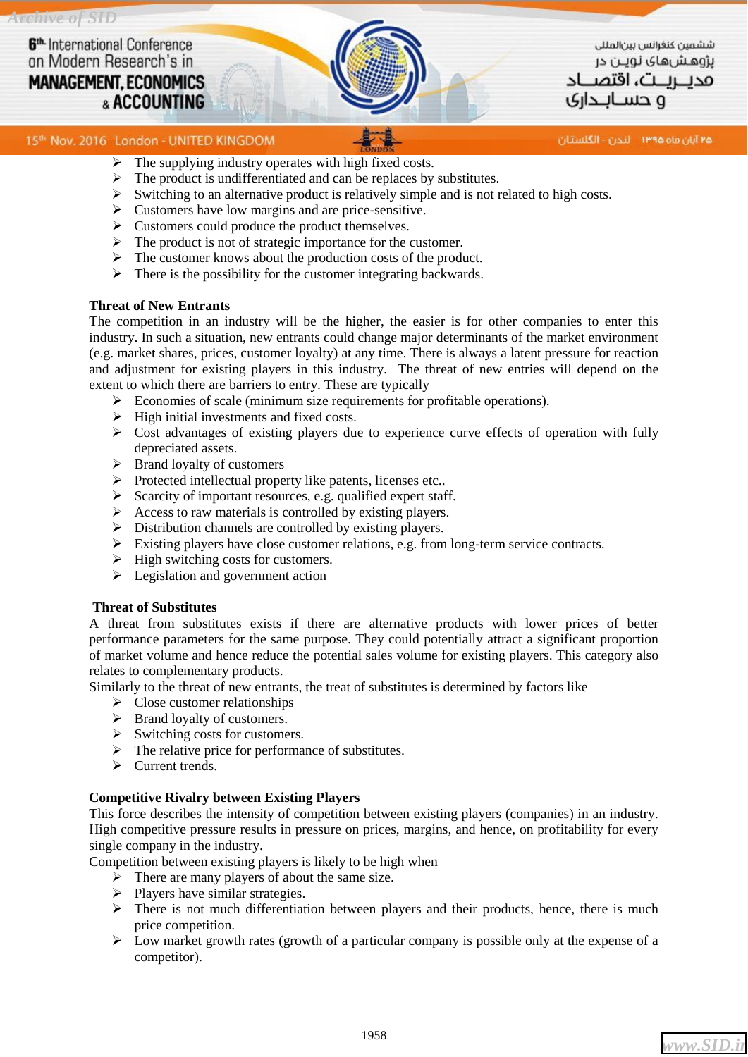- The supplying industry operates with high fixed costs.
- The product is undifferentiated and can be replaces by substitutes.
- Switching to an alternative product is relatively simple and is not related to high costs.
- Customers have low margins and are price-sensitive.
- Customers could produce the product themselves.
- The product is not of strategic importance for the customer.
- The customer knows about the production costs of the product.
- There is the possibility for the customer integrating backwards.

### Threat of New Entrants

The competition in an industry will be the higher, the easier is for other companies to enter this industry. In such a situation, new entrants could change major determinants of the market environment (e.g. market shares, prices, customer loyalty) at any time. There is always a latent pressure for reaction and adjustment for existing players in this industry. The threat of new entries will depend on the extent to which there are barriers to entry. These are typically

- Economies of scale (minimum size requirements for profitable operations).
- High initial investments and fixed costs.
- Cost advantages of existing players due to experience curve effects of operation with fully depreciated assets.
- Brand loyalty of customers
- Protected intellectual property like patents, licenses etc..
- Scarcity of important resources, e.g. qualified expert staff.
- Access to raw materials is controlled by existing players.
- Distribution channels are controlled by existing players.
- Existing players have close customer relations, e.g. from long-term service contracts.
- High switching costs for customers.
- Legislation and government action

### Threat of Substitutes

A threat from substitutes exists if there are alternative products with lower prices of better performance parameters for the same purpose. They could potentially attract a significant proportion of market volume and hence reduce the potential sales volume for existing players. This category also relates to complementary products.

Similarly to the threat of new entrants, the treat of substitutes is determined by factors like

- Close customer relationships
- Brand loyalty of customers.
- Switching costs for customers.
- The relative price for performance of substitutes.
- Current trends.

### Competitive Rivalry between Existing Players

This force describes the intensity of competition between existing players (companies) in an industry. High competitive pressure results in pressure on prices, margins, and hence, on profitability for every single company in the industry.

Competition between existing players is likely to be high when

- There are many players of about the same size.
- Players have similar strategies.
- There is not much differentiation between players and their products, hence, there is much price competition.
- Low market growth rates (growth of a particular company is possible only at the expense of a competitor).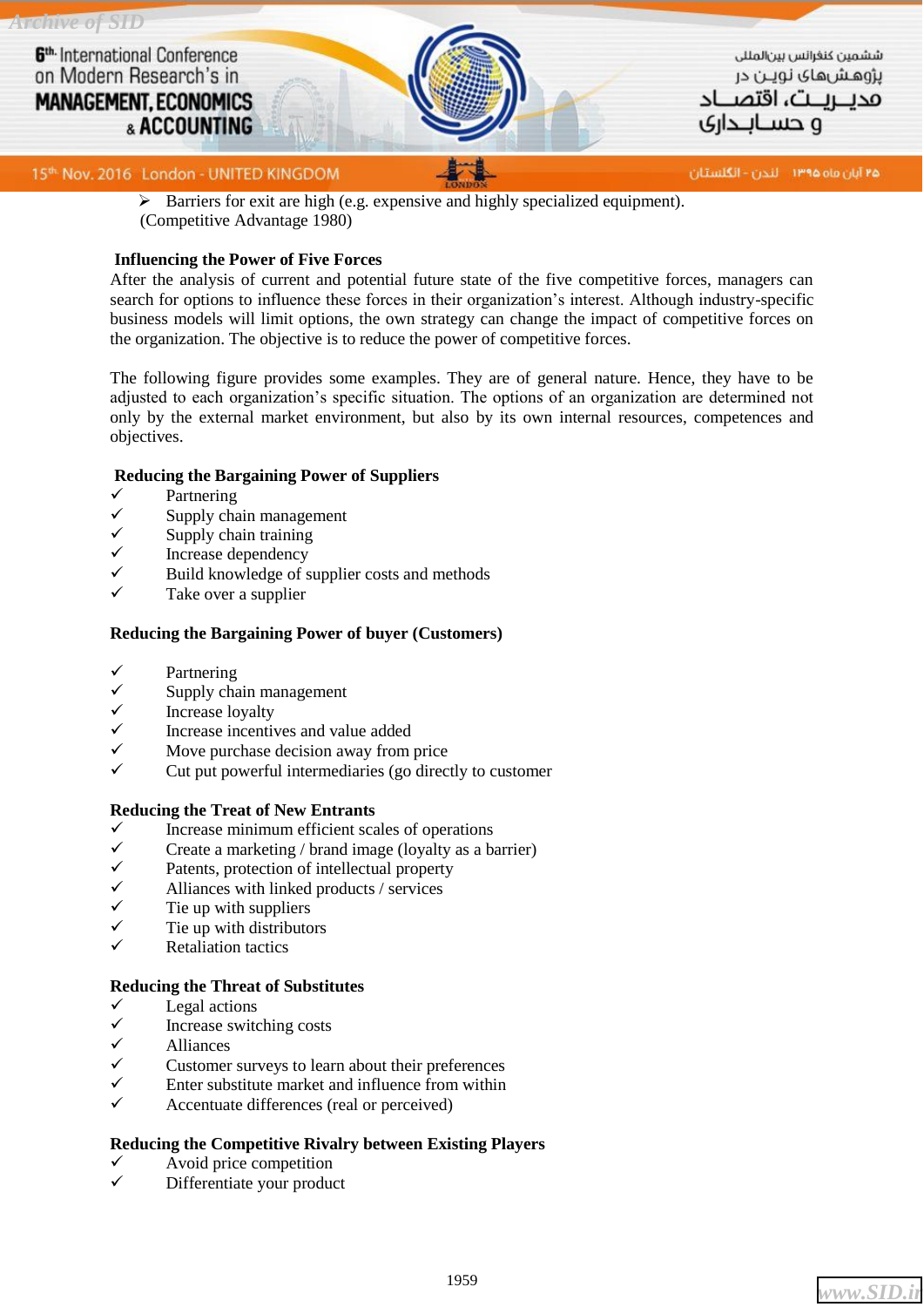- Barriers for exit are high (e.g. expensive and highly specialized equipment).

(Competitive Advantage 1980)

**Influencing the Power of Five Forces**

After the analysis of current and potential future state of the five competitive forces, managers can search for options to influence these forces in their organization's interest. Although industry-specific business models will limit options, the own strategy can change the impact of competitive forces on the organization. The objective is to reduce the power of competitive forces.

The following figure provides some examples. They are of general nature. Hence, they have to be adjusted to each organization's specific situation. The options of an organization are determined not only by the external market environment, but also by its own internal resources, competences and objectives.

**Reducing the Bargaining Power of Suppliers**

- ✓ Partnering
- ✓ Supply chain management
- ✓ Supply chain training
- ✓ Increase dependency
- ✓ Build knowledge of supplier costs and methods
- ✓ Take over a supplier

**Reducing the Bargaining Power of buyer (Customers)**

- ✓ Partnering
- ✓ Supply chain management
- ✓ Increase loyalty
- ✓ Increase incentives and value added
- ✓ Move purchase decision away from price
- ✓ Cut put powerful intermediaries (go directly to customer

**Reducing the Treat of New Entrants**

- ✓ Increase minimum efficient scales of operations
- ✓ Create a marketing / brand image (loyalty as a barrier)
- ✓ Patents, protection of intellectual property
- ✓ Alliances with linked products / services
- ✓ Tie up with suppliers
- ✓ Tie up with distributors
- ✓ Retaliation tactics

**Reducing the Threat of Substitutes**

- ✓ Legal actions
- ✓ Increase switching costs
- ✓ Alliances
- ✓ Customer surveys to learn about their preferences
- ✓ Enter substitute market and influence from within
- ✓ Accentuate differences (real or perceived)

**Reducing the Competitive Rivalry between Existing Players**

- ✓ Avoid price competition
- ✓ Differentiate your product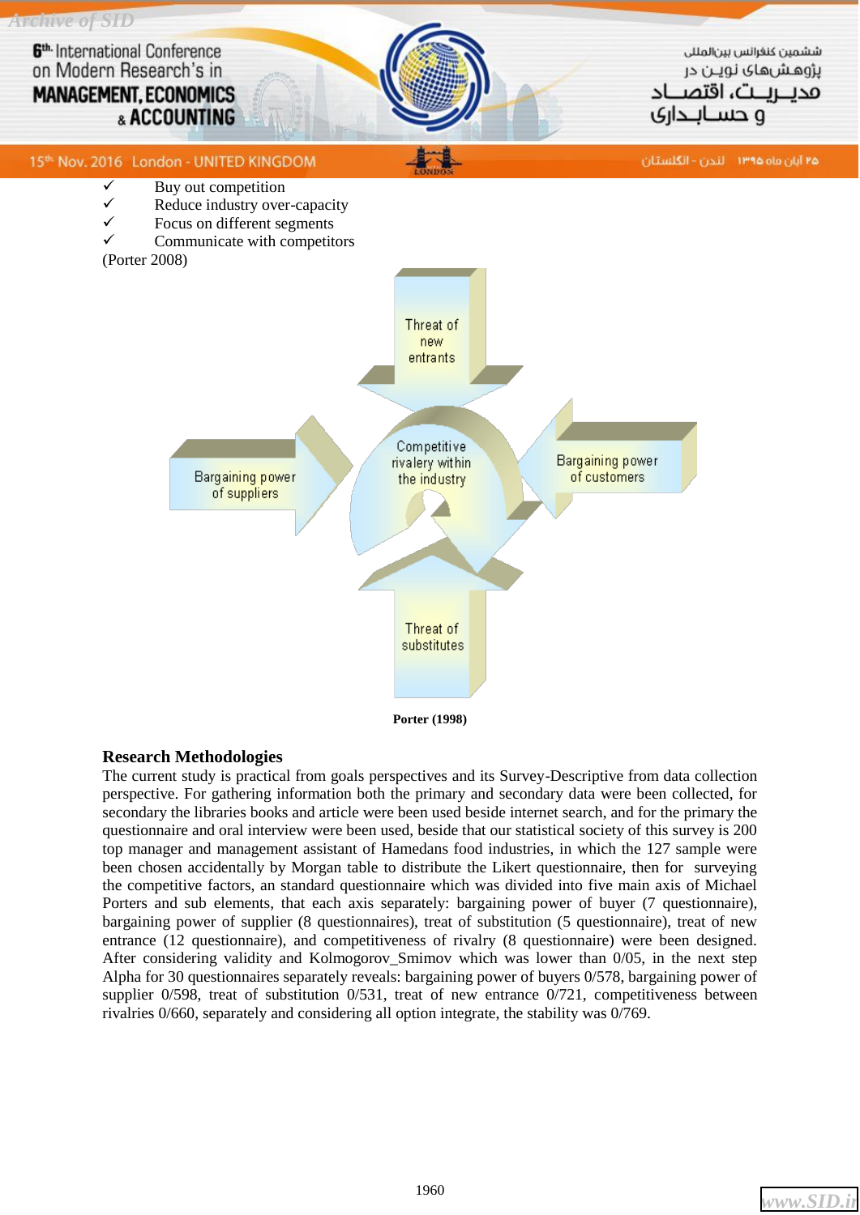- ✓ Buy out competition
- ✓ Reduce industry over-capacity
- ✓ Focus on different segments
- ✓ Communicate with competitors

(Porter 2008)

Threat of new entrants

Bargaining power of suppliers

Competitive rivalry within the industry

Bargaining power of customers

Threat of substitutes

**Porter (1998)**

## Research Methodologies

The current study is practical from goals perspectives and its Survey-Descriptive from data collection perspective. For gathering information both the primary and secondary data were been collected, for secondary the libraries books and article were been used beside internet search, and for the primary the questionnaire and oral interview were been used, beside that our statistical society of this survey is 200 top manager and management assistant of Hamedans food industries, in which the 127 sample were been chosen accidentally by Morgan table to distribute the Likert questionnaire, then for surveying the competitive factors, an standard questionnaire which was divided into five main axis of Michael Porters and sub elements, that each axis separately: bargaining power of buyer (7 questionnaire), bargaining power of supplier (8 questionnaires), treat of substitution (5 questionnaire), treat of new entrance (12 questionnaire), and competitiveness of rivalry (8 questionnaire) were been designed. After considering validity and Kolmogorov_Smimov which was lower than 0/05, in the next step Alpha for 30 questionnaires separately reveals: bargaining power of buyers 0/578, bargaining power of supplier 0/598, treat of substitution 0/531, treat of new entrance 0/721, competitiveness between rivalries 0/660, separately and considering all option integrate, the stability was 0/769.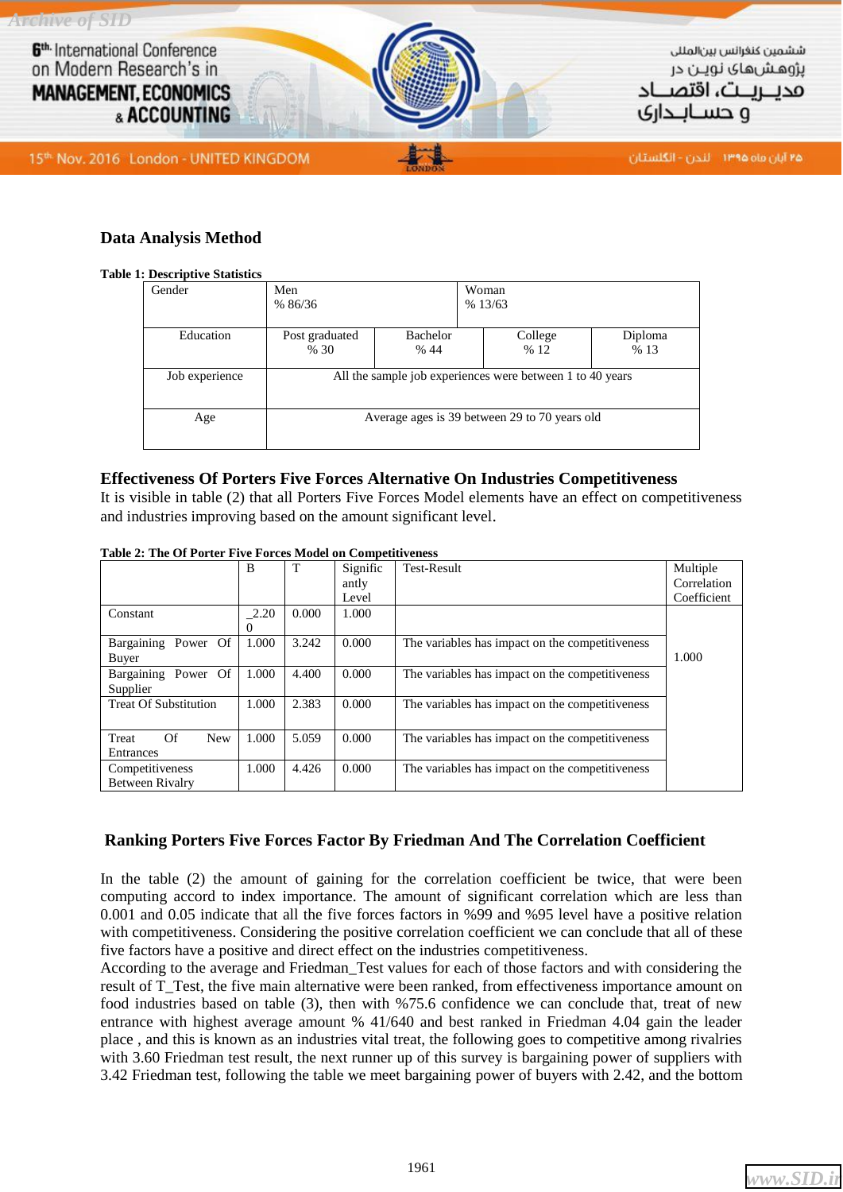## Data Analysis Method

**Table 1: Descriptive Statistics**

| Gender | Men<br>% 86/36 | | Woman<br>% 13/63 | |
|---|---|---|---|---|
| Education | Post graduated<br>% 30 | Bachelor<br>% 44 | College<br>% 12 | Diploma<br>% 13 |
| Job experience | All the sample job experiences were between 1 to 40 years | | | |
| Age | Average ages is 39 between 29 to 70 years old | | | |

## Effectiveness Of Porters Five Forces Alternative On Industries Competitiveness

It is visible in table (2) that all Porters Five Forces Model elements have an effect on competitiveness and industries improving based on the amount significant level.

**Table 2: The Of Porter Five Forces Model on Competitiveness**

| | B | T | Significantly Level | Test-Result | Multiple Correlation Coefficient |
|---|---|---|---|---|---|
| Constant | _2.200 | 0.000 | 1.000 | | 1.000 |
| Bargaining Power Of Buyer | 1.000 | 3.242 | 0.000 | The variables has impact on the competitiveness | |
| Bargaining Power Of Supplier | 1.000 | 4.400 | 0.000 | The variables has impact on the competitiveness | |
| Treat Of Substitution | 1.000 | 2.383 | 0.000 | The variables has impact on the competitiveness | |
| Treat Of New Entrances | 1.000 | 5.059 | 0.000 | The variables has impact on the competitiveness | |
| Competitiveness Between Rivalry | 1.000 | 4.426 | 0.000 | The variables has impact on the competitiveness | |

## Ranking Porters Five Forces Factor By Friedman And The Correlation Coefficient

In the table (2) the amount of gaining for the correlation coefficient be twice, that were been computing accord to index importance. The amount of significant correlation which are less than 0.001 and 0.05 indicate that all the five forces factors in %99 and %95 level have a positive relation with competitiveness. Considering the positive correlation coefficient we can conclude that all of these five factors have a positive and direct effect on the industries competitiveness.
According to the average and Friedman_Test values for each of those factors and with considering the result of T_Test, the five main alternative were been ranked, from effectiveness importance amount on food industries based on table (3), then with %75.6 confidence we can conclude that, treat of new entrance with highest average amount % 41/640 and best ranked in Friedman 4.04 gain the leader place , and this is known as an industries vital treat, the following goes to competitive among rivalries with 3.60 Friedman test result, the next runner up of this survey is bargaining power of suppliers with 3.42 Friedman test, following the table we meet bargaining power of buyers with 2.42, and the bottom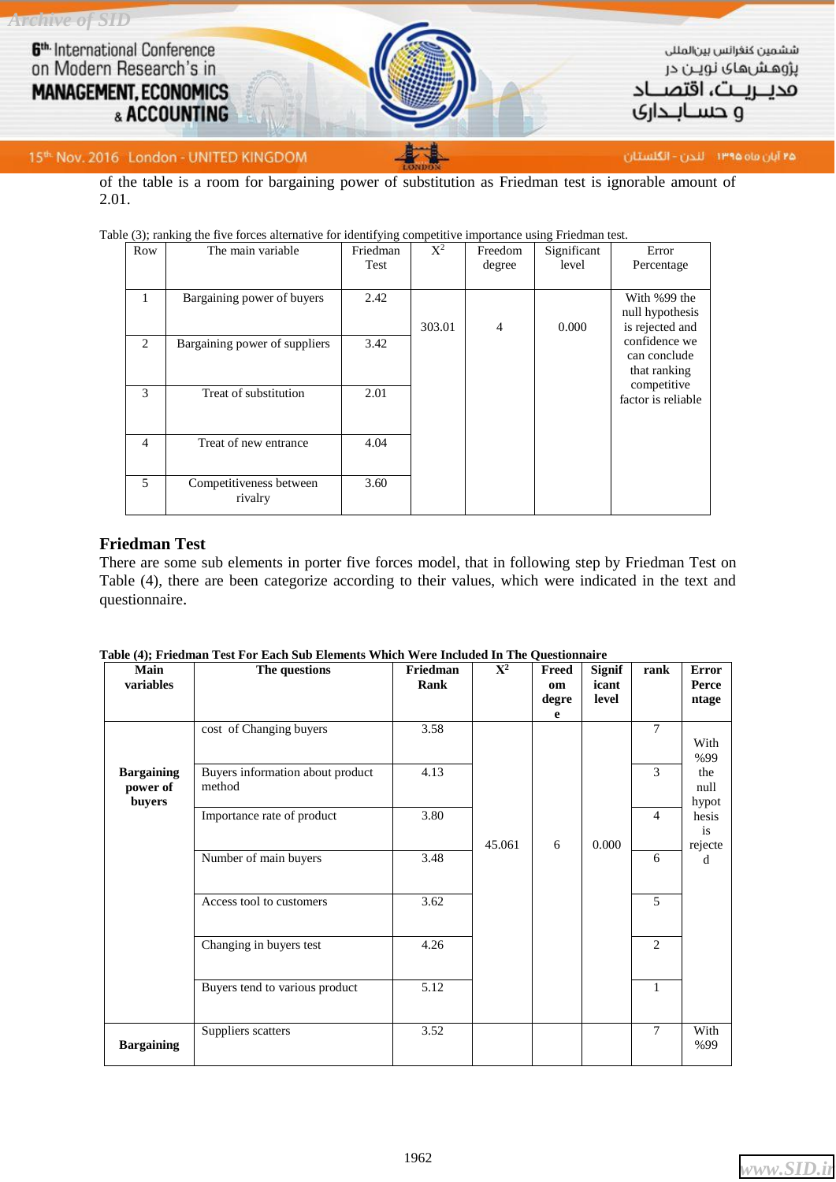of the table is a room for bargaining power of substitution as Friedman test is ignorable amount of 2.01.

Table (3); ranking the five forces alternative for identifying competitive importance using Friedman test.

| Row | The main variable | Friedman Test | $X^2$ | Freedom degree | Significant level | Error Percentage |
|---|---|---|---|---|---|---|
| 1 | Bargaining power of buyers | 2.42 | 303.01 | 4 | 0.000 | With %99 the null hypothesis is rejected and confidence we can conclude that ranking competitive factor is reliable |
| 2 | Bargaining power of suppliers | 3.42 | | | | |
| 3 | Treat of substitution | 2.01 | | | | |
| 4 | Treat of new entrance | 4.04 | | | | |
| 5 | Competitiveness between rivalry | 3.60 | | | | |

## Friedman Test

There are some sub elements in porter five forces model, that in following step by Friedman Test on Table (4), there are been categorize according to their values, which were indicated in the text and questionnaire.

**Table (4); Friedman Test For Each Sub Elements Which Were Included In The Questionnaire**

| Main variables | The questions | Friedman Rank | $X^2$ | Freedom degree | Significant level | rank | Error Percentage |
|---|---|---|---|---|---|---|---|
| **Bargaining power of buyers** | cost of Changing buyers | 3.58 | 45.061 | 6 | 0.000 | 7 | With %99 the null hypothesis is rejected |
| | Buyers information about product method | 4.13 | | | | 3 | |
| | Importance rate of product | 3.80 | | | | 4 | |
| | Number of main buyers | 3.48 | | | | 6 | |
| | Access tool to customers | 3.62 | | | | 5 | |
| | Changing in buyers test | 4.26 | | | | 2 | |
| | Buyers tend to various product | 5.12 | | | | 1 | |
| **Bargaining** | Suppliers scatters | 3.52 | | | | 7 | With %99 |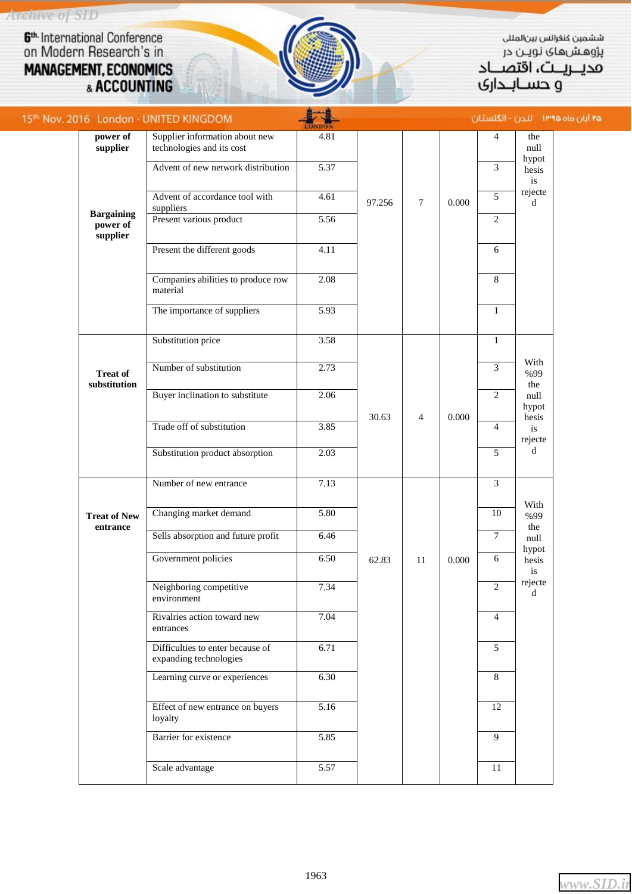| | | | | | | | |
|---|---|---|---|---|---|---|---|
| **power of supplier** **Bargaining power of supplier** | Supplier information about new technologies and its cost | 4.81 | 97.256 | 7 | 0.000 | 4 | the null hypothesis is rejected |
| | Advent of new network distribution | 5.37 | | | | 3 | |
| | Advent of accordance tool with suppliers | 4.61 | | | | 5 | |
| | Present various product | 5.56 | | | | 2 | |
| | Present the different goods | 4.11 | | | | 6 | |
| | Companies abilities to produce row material | 2.08 | | | | 8 | |
| | The importance of suppliers | 5.93 | | | | 1 | |
| **Treat of substitution** | Substitution price | 3.58 | 30.63 | 4 | 0.000 | 1 | With %99 the null hypothesis is rejected |
| | Number of substitution | 2.73 | | | | 3 | |
| | Buyer inclination to substitute | 2.06 | | | | 2 | |
| | Trade off of substitution | 3.85 | | | | 4 | |
| | Substitution product absorption | 2.03 | | | | 5 | |
| **Treat of New entrance** | Number of new entrance | 7.13 | 62.83 | 11 | 0.000 | 3 | With %99 the null hypothesis is rejected |
| | Changing market demand | 5.80 | | | | 10 | |
| | Sells absorption and future profit | 6.46 | | | | 7 | |
| | Government policies | 6.50 | | | | 6 | |
| | Neighboring competitive environment | 7.34 | | | | 2 | |
| | Rivalries action toward new entrances | 7.04 | | | | 4 | |
| | Difficulties to enter because of expanding technologies | 6.71 | | | | 5 | |
| | Learning curve or experiences | 6.30 | | | | 8 | |
| | Effect of new entrance on buyers loyalty | 5.16 | | | | 12 | |
| | Barrier for existence | 5.85 | | | | 9 | |
| | Scale advantage | 5.57 | | | | 11 | |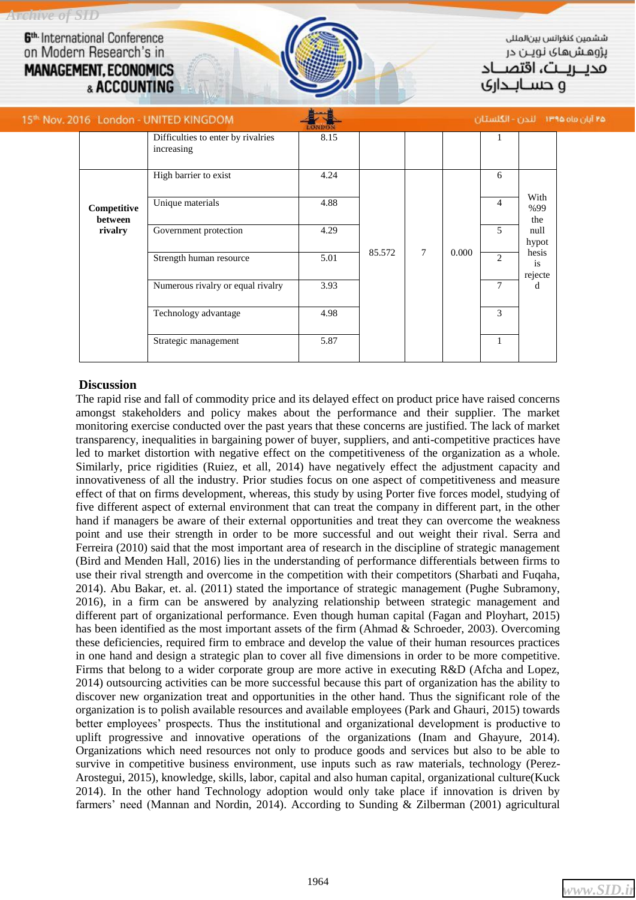|  | Difficulties to enter by rivalries increasing | 8.15 |  |  |  | 1 |  |
|---|---|---|---|---|---|---|---|
| **Competitive between rivalry** | High barrier to exist | 4.24 | 85.572 | 7 | 0.000 | 6 | With %99 the null hypothesis is rejected |
|  | Unique materials | 4.88 |  |  |  | 4 |  |
|  | Government protection | 4.29 |  |  |  | 5 |  |
|  | Strength human resource | 5.01 |  |  |  | 2 |  |
|  | Numerous rivalry or equal rivalry | 3.93 |  |  |  | 7 |  |
|  | Technology advantage | 4.98 |  |  |  | 3 |  |
|  | Strategic management | 5.87 |  |  |  | 1 |  |

## Discussion

The rapid rise and fall of commodity price and its delayed effect on product price have raised concerns amongst stakeholders and policy makes about the performance and their supplier. The market monitoring exercise conducted over the past years that these concerns are justified. The lack of market transparency, inequalities in bargaining power of buyer, suppliers, and anti-competitive practices have led to market distortion with negative effect on the competitiveness of the organization as a whole. Similarly, price rigidities (Ruiez, et all, 2014) have negatively effect the adjustment capacity and innovativeness of all the industry. Prior studies focus on one aspect of competitiveness and measure effect of that on firms development, whereas, this study by using Porter five forces model, studying of five different aspect of external environment that can treat the company in different part, in the other hand if managers be aware of their external opportunities and treat they can overcome the weakness point and use their strength in order to be more successful and out weight their rival. Serra and Ferreira (2010) said that the most important area of research in the discipline of strategic management (Bird and Menden Hall, 2016) lies in the understanding of performance differentials between firms to use their rival strength and overcome in the competition with their competitors (Sharbati and Fuqaha, 2014). Abu Bakar, et. al. (2011) stated the importance of strategic management (Pughe Subramony, 2016), in a firm can be answered by analyzing relationship between strategic management and different part of organizational performance. Even though human capital (Fagan and Ployhart, 2015) has been identified as the most important assets of the firm (Ahmad & Schroeder, 2003). Overcoming these deficiencies, required firm to embrace and develop the value of their human resources practices in one hand and design a strategic plan to cover all five dimensions in order to be more competitive. Firms that belong to a wider corporate group are more active in executing R&D (Afcha and Lopez, 2014) outsourcing activities can be more successful because this part of organization has the ability to discover new organization treat and opportunities in the other hand. Thus the significant role of the organization is to polish available resources and available employees (Park and Ghauri, 2015) towards better employees' prospects. Thus the institutional and organizational development is productive to uplift progressive and innovative operations of the organizations (Inam and Ghayure, 2014). Organizations which need resources not only to produce goods and services but also to be able to survive in competitive business environment, use inputs such as raw materials, technology (Perez-Arostegui, 2015), knowledge, skills, labor, capital and also human capital, organizational culture(Kuck 2014). In the other hand Technology adoption would only take place if innovation is driven by farmers' need (Mannan and Nordin, 2014). According to Sunding & Zilberman (2001) agricultural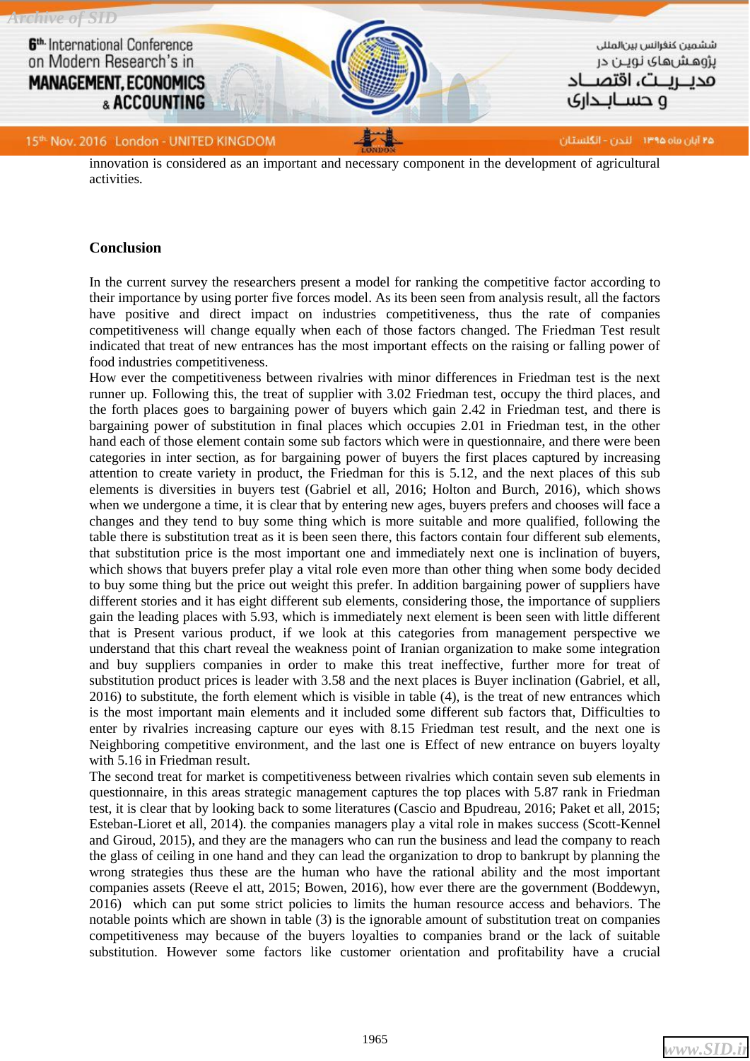innovation is considered as an important and necessary component in the development of agricultural activities.

## Conclusion

In the current survey the researchers present a model for ranking the competitive factor according to their importance by using porter five forces model. As its been seen from analysis result, all the factors have positive and direct impact on industries competitiveness, thus the rate of companies competitiveness will change equally when each of those factors changed. The Friedman Test result indicated that treat of new entrances has the most important effects on the raising or falling power of food industries competitiveness.

How ever the competitiveness between rivalries with minor differences in Friedman test is the next runner up. Following this, the treat of supplier with 3.02 Friedman test, occupy the third places, and the forth places goes to bargaining power of buyers which gain 2.42 in Friedman test, and there is bargaining power of substitution in final places which occupies 2.01 in Friedman test, in the other hand each of those element contain some sub factors which were in questionnaire, and there were been categories in inter section, as for bargaining power of buyers the first places captured by increasing attention to create variety in product, the Friedman for this is 5.12, and the next places of this sub elements is diversities in buyers test (Gabriel et all, 2016; Holton and Burch, 2016), which shows when we undergone a time, it is clear that by entering new ages, buyers prefers and chooses will face a changes and they tend to buy some thing which is more suitable and more qualified, following the table there is substitution treat as it is been seen there, this factors contain four different sub elements, that substitution price is the most important one and immediately next one is inclination of buyers, which shows that buyers prefer play a vital role even more than other thing when some body decided to buy some thing but the price out weight this prefer. In addition bargaining power of suppliers have different stories and it has eight different sub elements, considering those, the importance of suppliers gain the leading places with 5.93, which is immediately next element is been seen with little different that is Present various product, if we look at this categories from management perspective we understand that this chart reveal the weakness point of Iranian organization to make some integration and buy suppliers companies in order to make this treat ineffective, further more for treat of substitution product prices is leader with 3.58 and the next places is Buyer inclination (Gabriel, et all, 2016) to substitute, the forth element which is visible in table (4), is the treat of new entrances which is the most important main elements and it included some different sub factors that, Difficulties to enter by rivalries increasing capture our eyes with 8.15 Friedman test result, and the next one is Neighboring competitive environment, and the last one is Effect of new entrance on buyers loyalty with 5.16 in Friedman result.

The second treat for market is competitiveness between rivalries which contain seven sub elements in questionnaire, in this areas strategic management captures the top places with 5.87 rank in Friedman test, it is clear that by looking back to some literatures (Cascio and Bpudreau, 2016; Paket et all, 2015; Esteban-Lioret et all, 2014). the companies managers play a vital role in makes success (Scott-Kennel and Giroud, 2015), and they are the managers who can run the business and lead the company to reach the glass of ceiling in one hand and they can lead the organization to drop to bankrupt by planning the wrong strategies thus these are the human who have the rational ability and the most important companies assets (Reeve el att, 2015; Bowen, 2016), how ever there are the government (Boddewyn, 2016) which can put some strict policies to limits the human resource access and behaviors. The notable points which are shown in table (3) is the ignorable amount of substitution treat on companies competitiveness may because of the buyers loyalties to companies brand or the lack of suitable substitution. However some factors like customer orientation and profitability have a crucial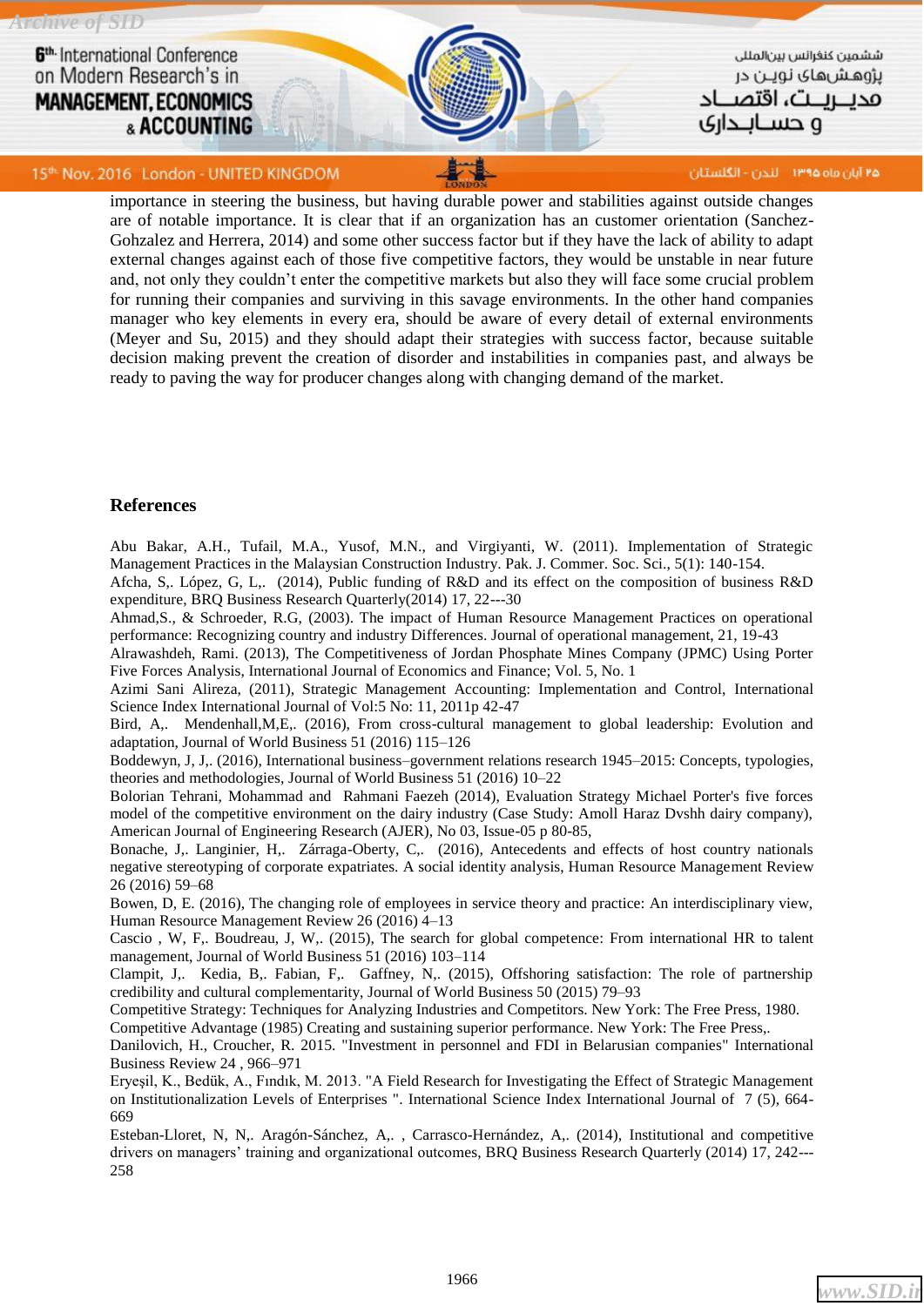importance in steering the business, but having durable power and stabilities against outside changes are of notable importance. It is clear that if an organization has an customer orientation (Sanchez-Gohzalez and Herrera, 2014) and some other success factor but if they have the lack of ability to adapt external changes against each of those five competitive factors, they would be unstable in near future and, not only they couldn't enter the competitive markets but also they will face some crucial problem for running their companies and surviving in this savage environments. In the other hand companies manager who key elements in every era, should be aware of every detail of external environments (Meyer and Su, 2015) and they should adapt their strategies with success factor, because suitable decision making prevent the creation of disorder and instabilities in companies past, and always be ready to paving the way for producer changes along with changing demand of the market.

## References

Abu Bakar, A.H., Tufail, M.A., Yusof, M.N., and Virgiyanti, W. (2011). Implementation of Strategic Management Practices in the Malaysian Construction Industry. Pak. J. Commer. Soc. Sci., 5(1): 140-154.

Afcha, S,. López, G, L,. (2014), Public funding of R&D and its effect on the composition of business R&D expenditure, BRQ Business Research Quarterly(2014) 17, 22---30

Ahmad,S., & Schroeder, R.G, (2003). The impact of Human Resource Management Practices on operational performance: Recognizing country and industry Differences. Journal of operational management, 21, 19-43

Alrawashdeh, Rami. (2013), The Competitiveness of Jordan Phosphate Mines Company (JPMC) Using Porter Five Forces Analysis, International Journal of Economics and Finance; Vol. 5, No. 1

Azimi Sani Alireza, (2011), Strategic Management Accounting: Implementation and Control, International Science Index International Journal of Vol:5 No: 11, 2011p 42-47

Bird, A,. Mendenhall,M,E,. (2016), From cross-cultural management to global leadership: Evolution and adaptation, Journal of World Business 51 (2016) 115–126

Boddewyn, J, J,. (2016), International business–government relations research 1945–2015: Concepts, typologies, theories and methodologies, Journal of World Business 51 (2016) 10–22

Bolorian Tehrani, Mohammad and Rahmani Faezeh (2014), Evaluation Strategy Michael Porter's five forces model of the competitive environment on the dairy industry (Case Study: Amoll Haraz Dvshh dairy company), American Journal of Engineering Research (AJER), No 03, Issue-05 p 80-85,

Bonache, J,. Langinier, H,. Zárraga-Oberty, C,. (2016), Antecedents and effects of host country nationals negative stereotyping of corporate expatriates. A social identity analysis, Human Resource Management Review 26 (2016) 59–68

Bowen, D, E. (2016), The changing role of employees in service theory and practice: An interdisciplinary view, Human Resource Management Review 26 (2016) 4–13

Cascio , W, F,. Boudreau, J, W,. (2015), The search for global competence: From international HR to talent management, Journal of World Business 51 (2016) 103–114

Clampit, J,. Kedia, B,. Fabian, F,. Gaffney, N,. (2015), Offshoring satisfaction: The role of partnership credibility and cultural complementarity, Journal of World Business 50 (2015) 79–93

Competitive Strategy: Techniques for Analyzing Industries and Competitors. New York: The Free Press, 1980.

Competitive Advantage (1985) Creating and sustaining superior performance. New York: The Free Press,.

Danilovich, H., Croucher, R. 2015. "Investment in personnel and FDI in Belarusian companies" International Business Review 24 , 966–971

Eryeşil, K., Bedük, A., Fındık, M. 2013. "A Field Research for Investigating the Effect of Strategic Management on Institutionalization Levels of Enterprises ". International Science Index International Journal of 7 (5), 664-669

Esteban-Lloret, N, N,. Aragón-Sánchez, A,. , Carrasco-Hernández, A,. (2014), Institutional and competitive drivers on managers' training and organizational outcomes, BRQ Business Research Quarterly (2014) 17, 242---258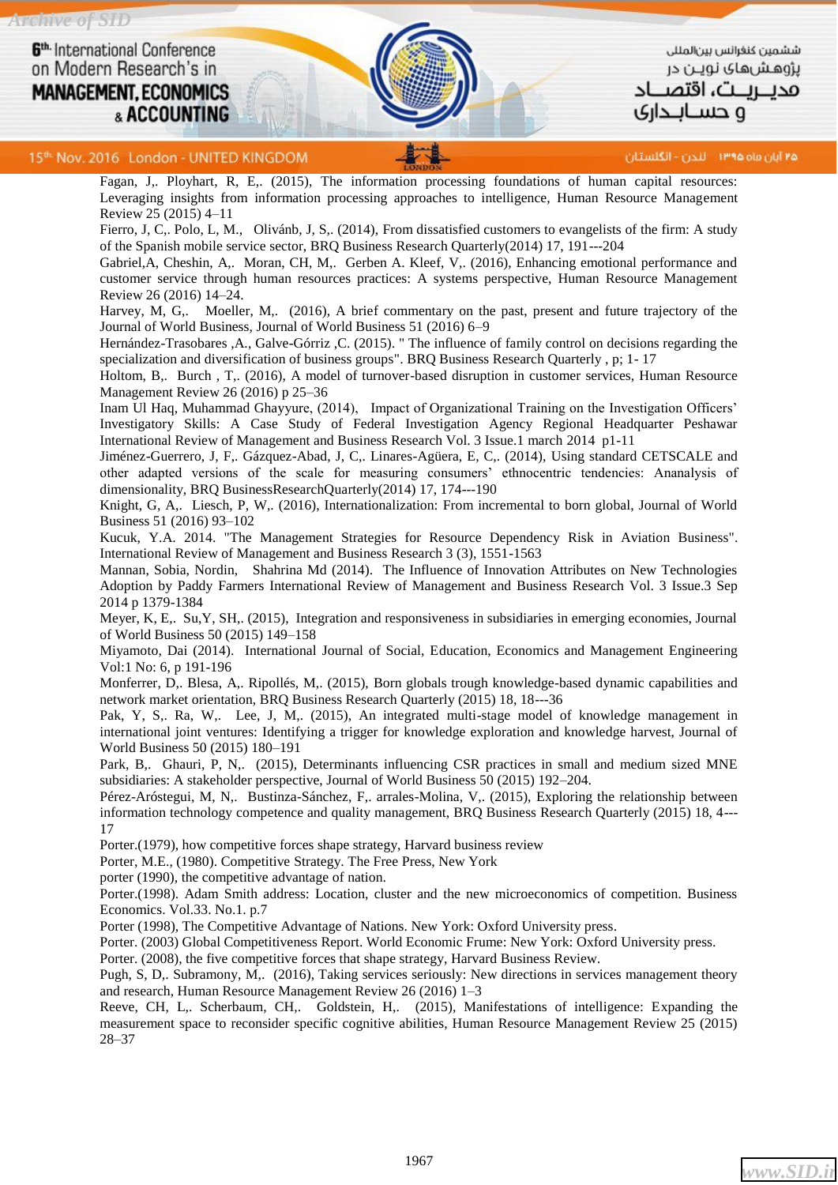Fagan, J,. Ployhart, R, E,. (2015), The information processing foundations of human capital resources: Leveraging insights from information processing approaches to intelligence, Human Resource Management Review 25 (2015) 4–11

Fierro, J, C,. Polo, L, M.,  Olivánb, J, S,. (2014), From dissatisfied customers to evangelists of the firm: A study of the Spanish mobile service sector, BRQ Business Research Quarterly(2014) 17, 191---204

Gabriel,A, Cheshin, A,.  Moran, CH, M,.  Gerben A. Kleef, V,. (2016), Enhancing emotional performance and customer service through human resources practices: A systems perspective, Human Resource Management Review 26 (2016) 14–24.

Harvey, M, G,.   Moeller, M,.  (2016), A brief commentary on the past, present and future trajectory of the Journal of World Business, Journal of World Business 51 (2016) 6–9

Hernández-Trasobares ,A., Galve-Górriz ,C. (2015). " The influence of family control on decisions regarding the specialization and diversification of business groups". BRQ Business Research Quarterly , p; 1- 17

Holtom, B,.  Burch , T,. (2016), A model of turnover-based disruption in customer services, Human Resource Management Review 26 (2016) p 25–36

Inam Ul Haq, Muhammad Ghayyure, (2014),  Impact of Organizational Training on the Investigation Officers' Investigatory Skills: A Case Study of Federal Investigation Agency Regional Headquarter Peshawar International Review of Management and Business Research Vol. 3 Issue.1 march 2014  p1-11

Jiménez-Guerrero, J, F,. Gázquez-Abad, J, C,. Linares-Agüera, E, C,. (2014), Using standard CETSCALE and other adapted versions of the scale for measuring consumers' ethnocentric tendencies: Ananalysis of dimensionality, BRQ BusinessResearchQuarterly(2014) 17, 174---190

Knight, G, A,.  Liesch, P, W,. (2016), Internationalization: From incremental to born global, Journal of World Business 51 (2016) 93–102

Kucuk, Y.A. 2014. "The Management Strategies for Resource Dependency Risk in Aviation Business". International Review of Management and Business Research 3 (3), 1551-1563

Mannan, Sobia, Nordin,  Shahrina Md (2014).  The Influence of Innovation Attributes on New Technologies Adoption by Paddy Farmers International Review of Management and Business Research Vol. 3 Issue.3 Sep 2014 p 1379-1384

Meyer, K, E,.  Su,Y, SH,. (2015),  Integration and responsiveness in subsidiaries in emerging economies, Journal of World Business 50 (2015) 149–158

Miyamoto, Dai (2014).  International Journal of Social, Education, Economics and Management Engineering Vol:1 No: 6, p 191-196

Monferrer, D,. Blesa, A,. Ripollés, M,. (2015), Born globals trough knowledge-based dynamic capabilities and network market orientation, BRQ Business Research Quarterly (2015) 18, 18---36

Pak, Y, S,. Ra, W,.  Lee, J, M,. (2015), An integrated multi-stage model of knowledge management in international joint ventures: Identifying a trigger for knowledge exploration and knowledge harvest, Journal of World Business 50 (2015) 180–191

Park, B,.  Ghauri, P, N,.  (2015), Determinants influencing CSR practices in small and medium sized MNE subsidiaries: A stakeholder perspective, Journal of World Business 50 (2015) 192–204.

Pérez-Aróstegui, M, N,.  Bustinza-Sánchez, F,. arrales-Molina, V,. (2015), Exploring the relationship between information technology competence and quality management, BRQ Business Research Quarterly (2015) 18, 4---17

Porter.(1979), how competitive forces shape strategy, Harvard business review

Porter, M.E., (1980). Competitive Strategy. The Free Press, New York

porter (1990), the competitive advantage of nation.

Porter.(1998). Adam Smith address: Location, cluster and the new microeconomics of competition. Business Economics. Vol.33. No.1. p.7

Porter (1998), The Competitive Advantage of Nations. New York: Oxford University press.

Porter. (2003) Global Competitiveness Report. World Economic Frume: New York: Oxford University press.

Porter. (2008), the five competitive forces that shape strategy, Harvard Business Review.

Pugh, S, D,. Subramony, M,.  (2016), Taking services seriously: New directions in services management theory and research, Human Resource Management Review 26 (2016) 1–3

Reeve, CH, L,. Scherbaum, CH,.  Goldstein, H,.  (2015), Manifestations of intelligence: Expanding the measurement space to reconsider specific cognitive abilities, Human Resource Management Review 25 (2015) 28–37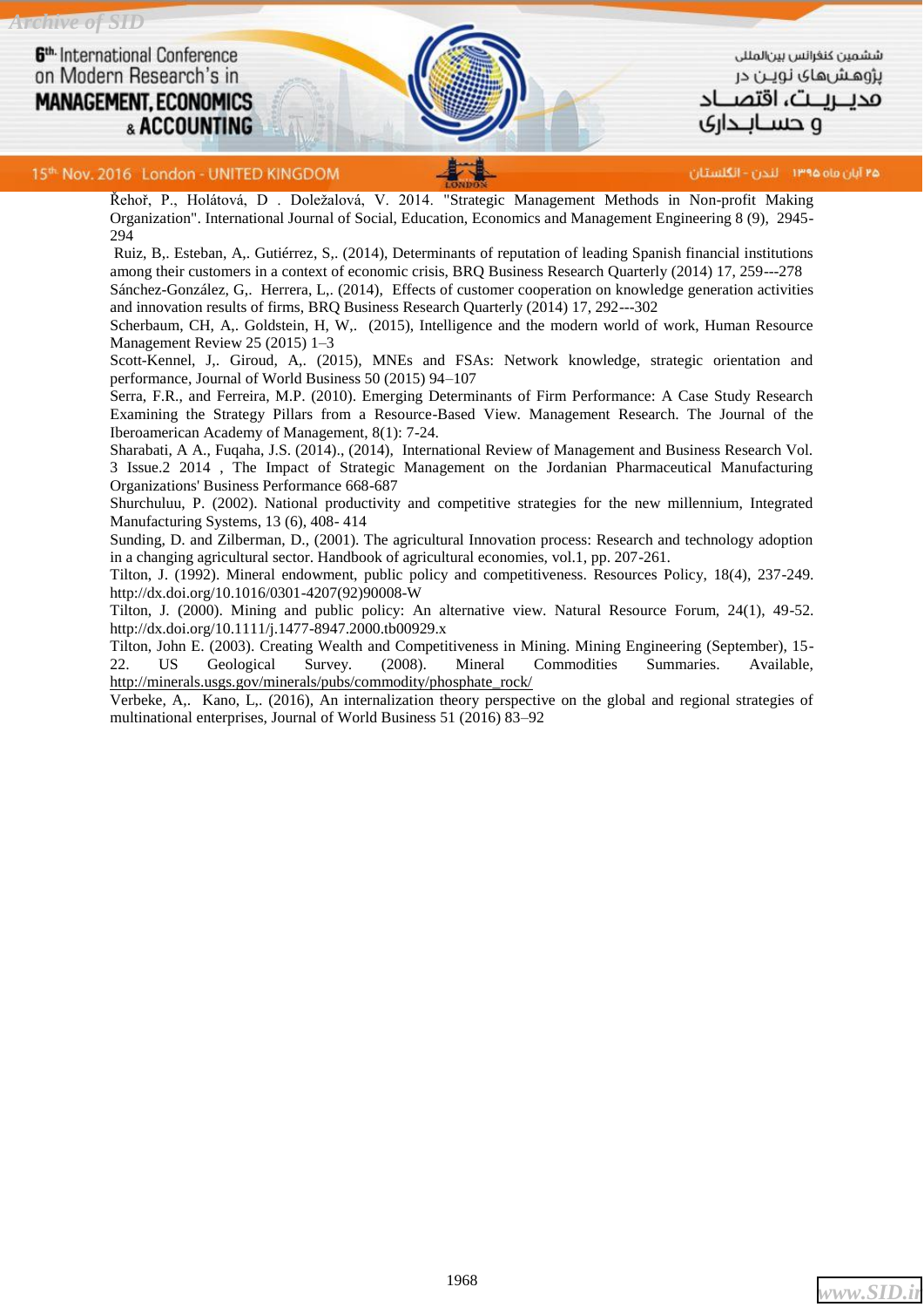Řehoř, P., Holátová, D . Doležalová, V. 2014. "Strategic Management Methods in Non-profit Making Organization". International Journal of Social, Education, Economics and Management Engineering 8 (9), 2945-294

Ruiz, B,. Esteban, A,. Gutiérrez, S,. (2014), Determinants of reputation of leading Spanish financial institutions among their customers in a context of economic crisis, BRQ Business Research Quarterly (2014) 17, 259---278

Sánchez-González, G,. Herrera, L,. (2014), Effects of customer cooperation on knowledge generation activities and innovation results of firms, BRQ Business Research Quarterly (2014) 17, 292---302

Scherbaum, CH, A,. Goldstein, H, W,. (2015), Intelligence and the modern world of work, Human Resource Management Review 25 (2015) 1–3

Scott-Kennel, J,. Giroud, A,. (2015), MNEs and FSAs: Network knowledge, strategic orientation and performance, Journal of World Business 50 (2015) 94–107

Serra, F.R., and Ferreira, M.P. (2010). Emerging Determinants of Firm Performance: A Case Study Research Examining the Strategy Pillars from a Resource-Based View. Management Research. The Journal of the Iberoamerican Academy of Management, 8(1): 7-24.

Sharabati, A A., Fuqaha, J.S. (2014)., (2014), International Review of Management and Business Research Vol. 3 Issue.2 2014 , The Impact of Strategic Management on the Jordanian Pharmaceutical Manufacturing Organizations' Business Performance 668-687

Shurchuluu, P. (2002). National productivity and competitive strategies for the new millennium, Integrated Manufacturing Systems, 13 (6), 408- 414

Sunding, D. and Zilberman, D., (2001). The agricultural Innovation process: Research and technology adoption in a changing agricultural sector. Handbook of agricultural economies, vol.1, pp. 207-261.

Tilton, J. (1992). Mineral endowment, public policy and competitiveness. Resources Policy, 18(4), 237-249. http://dx.doi.org/10.1016/0301-4207(92)90008-W

Tilton, J. (2000). Mining and public policy: An alternative view. Natural Resource Forum, 24(1), 49-52. http://dx.doi.org/10.1111/j.1477-8947.2000.tb00929.x

Tilton, John E. (2003). Creating Wealth and Competitiveness in Mining. Mining Engineering (September), 15-22. US Geological Survey. (2008). Mineral Commodities Summaries. Available, http://minerals.usgs.gov/minerals/pubs/commodity/phosphate_rock/

Verbeke, A,. Kano, L,. (2016), An internalization theory perspective on the global and regional strategies of multinational enterprises, Journal of World Business 51 (2016) 83–92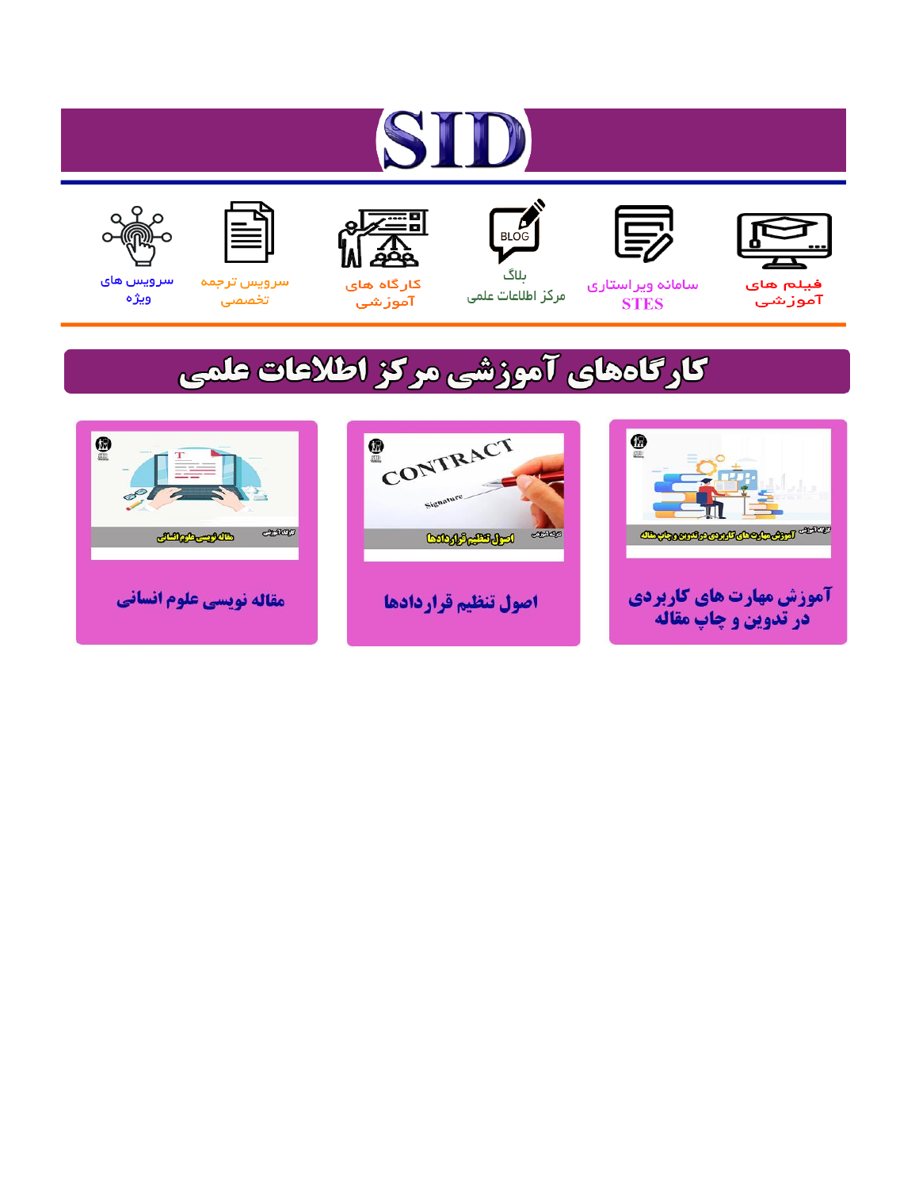# SID

فیلم های آموزشی

سامانه ویراستاری STES

بلاگ مرکز اطلاعات علمی

کارگاه های آموزشی

سرویس ترجمه تخصصی

سرویس های ویژه

## کارگاه‌های آموزشی مرکز اطلاعات علمی

آموزش مهارت های کاربردی در تدوین و چاپ مقاله

اصول تنظیم قراردادها

مقاله نویسی علوم انسانی